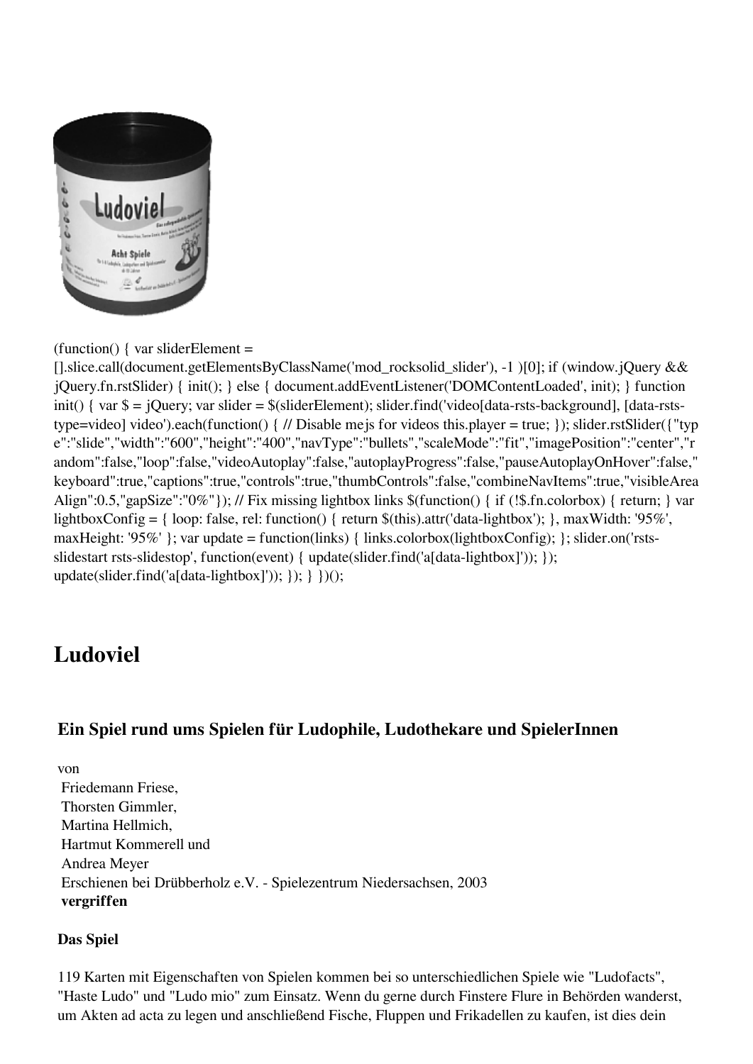(function() { var sliderElement = [].slice.call(document.getElementsByClassName('mod_rocksolid_slider'), -1 )[0]; if (window.jQuery && jQuery.fn.rstSlider) { init(); } else { document.addEventListener('DOMContentLoaded', init); } function init() { var $ = jQuery; var slider = $(sliderElement); slider.find('video[data-rsts-background], [data-rsts-type=video] video').each(function() { // Disable mejs for videos this.player = true; }); slider.rstSlider({"type":"slide","width":"600","height":"400","navType":"bullets","scaleMode":"fit","imagePosition":"center","random":false,"loop":false,"videoAutoplay":false,"autoplayProgress":false,"pauseAutoplayOnHover":false,"keyboard":true,"captions":true,"controls":true,"thumbControls":false,"combineNavItems":true,"visibleAreaAlign":0.5,"gapSize":"0%"}); // Fix missing lightbox links $(function() { if (!$.fn.colorbox) { return; } var lightboxConfig = { loop: false, rel: function() { return $(this).attr('data-lightbox'); }, maxWidth: '95%', maxHeight: '95%' }; var update = function(links) { links.colorbox(lightboxConfig); }; slider.on('rsts-slidestart rsts-slidestop', function(event) { update(slider.find('a[data-lightbox]')); }); update(slider.find('a[data-lightbox]')); }); } })();

# Ludoviel

## Ein Spiel rund ums Spielen für Ludophile, Ludothekare und SpielerInnen

von
Friedemann Friese,
Thorsten Gimmler,
Martina Hellmich,
Hartmut Kommerell und
Andrea Meyer
Erschienen bei Drübberholz e.V. - Spielezentrum Niedersachsen, 2003
**vergriffen**

**Das Spiel**

119 Karten mit Eigenschaften von Spielen kommen bei so unterschiedlichen Spiele wie "Ludofacts", "Haste Ludo" und "Ludo mio" zum Einsatz. Wenn du gerne durch Finstere Flure in Behörden wanderst, um Akten ad acta zu legen und anschließend Fische, Fluppen und Frikadellen zu kaufen, ist dies dein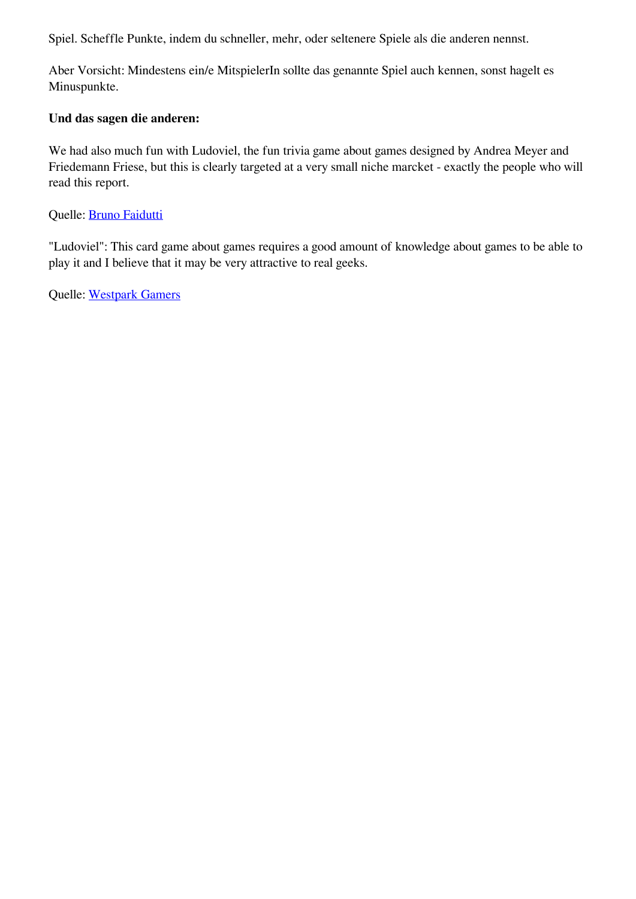Spiel. Scheffle Punkte, indem du schneller, mehr, oder seltenere Spiele als die anderen nennst.

Aber Vorsicht: Mindestens ein/e MitspielerIn sollte das genannte Spiel auch kennen, sonst hagelt es Minuspunkte.

**Und das sagen die anderen:**

We had also much fun with Ludoviel, the fun trivia game about games designed by Andrea Meyer and Friedemann Friese, but this is clearly targeted at a very small niche marcket - exactly the people who will read this report.

Quelle: Bruno Faidutti

"Ludoviel": This card game about games requires a good amount of knowledge about games to be able to play it and I believe that it may be very attractive to real geeks.

Quelle: Westpark Gamers